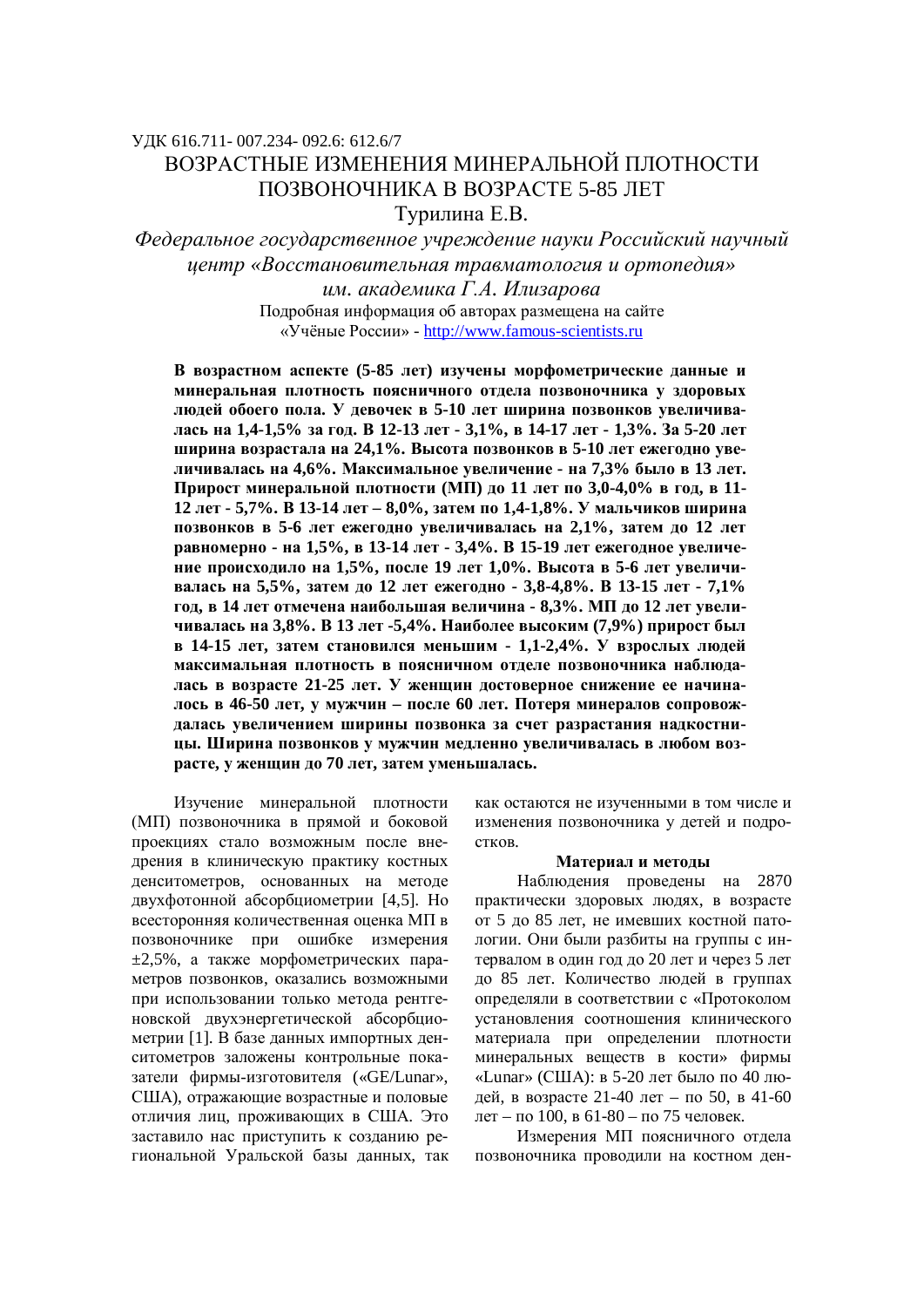УДК 616.711- 007.234- 092.6: 612.6/7

# ВОЗРАСТНЫЕ ИЗМЕНЕНИЯ МИНЕРАЛЬНОЙ ПЛОТНОСТИ ПОЗВОНОЧНИКА В ВОЗРАСТЕ 5-85 ЛЕТ

Турилина Е.В.

*Федеральное государственное учреждение науки Российский научный центр «Восстановительная травматология и ортопедия» им. академика Г.А. Илизарова*

Подробная информация об авторах размещена на сайте «Учёные России» - http://www.famous-scientists.ru

**В возрастном аспекте (5-85 лет) изучены морфометрические данные и минеральная плотность поясничного отдела позвоночника у здоровых людей обоего пола. У девочек в 5-10 лет ширина позвонков увеличивалась на 1,4-1,5% за год. В 12-13 лет - 3,1%, в 14-17 лет - 1,3%. За 5-20 лет ширина возрастала на 24,1%. Высота позвонков в 5-10 лет ежегодно увеличивалась на 4,6%. Максимальное увеличение - на 7,3% было в 13 лет. Прирост минеральной плотности (МП) до 11 лет по 3,0-4,0% в год, в 11-12 лет - 5,7%. В 13-14 лет – 8,0%, затем по 1,4-1,8%. У мальчиков ширина позвонков в 5-6 лет ежегодно увеличивалась на 2,1%, затем до 12 лет равномерно - на 1,5%, в 13-14 лет - 3,4%. В 15-19 лет ежегодное увеличение происходило на 1,5%, после 19 лет 1,0%. Высота в 5-6 лет увеличивалась на 5,5%, затем до 12 лет ежегодно - 3,8-4,8%. В 13-15 лет - 7,1% год, в 14 лет отмечена наибольшая величина - 8,3%. МП до 12 лет увеличивалась на 3,8%. В 13 лет -5,4%. Наиболее высоким (7,9%) прирост был в 14-15 лет, затем становился меньшим - 1,1-2,4%. У взрослых людей максимальная плотность в поясничном отделе позвоночника наблюдалась в возрасте 21-25 лет. У женщин достоверное снижение ее начиналось в 46-50 лет, у мужчин – после 60 лет. Потеря минералов сопровождалась увеличением ширины позвонка за счет разрастания надкостницы. Ширина позвонков у мужчин медленно увеличивалась в любом возрасте, у женщин до 70 лет, затем уменьшалась.**

Изучение минеральной плотности (МП) позвоночника в прямой и боковой проекциях стало возможным после внедрения в клиническую практику костных денситометров, основанных на методе двухфотонной абсорбциометрии [4,5]. Но всесторонняя количественная оценка МП в позвоночнике при ошибке измерения ±2,5%, а также морфометрических параметров позвонков, оказались возможными при использовании только метода рентгеновской двухэнергетической абсорбциометрии [1]. В базе данных импортных денситометров заложены контрольные показатели фирмы-изготовителя («GE/Lunar», США), отражающие возрастные и половые отличия лиц, проживающих в США. Это заставило нас приступить к созданию региональной Уральской базы данных, так как остаются не изученными в том числе и изменения позвоночника у детей и подростков.

### Материал и методы

Наблюдения проведены на 2870 практически здоровых людях, в возрасте от 5 до 85 лет, не имевших костной патологии. Они были разбиты на группы с интервалом в один год до 20 лет и через 5 лет до 85 лет. Количество людей в группах определяли в соответствии с «Протоколом установления соотношения клинического материала при определении плотности минеральных веществ в кости» фирмы «Lunar» (США): в 5-20 лет было по 40 людей, в возрасте 21-40 лет – по 50, в 41-60 лет – по 100, в 61-80 – по 75 человек.

Измерения МП поясничного отдела позвоночника проводили на костном ден-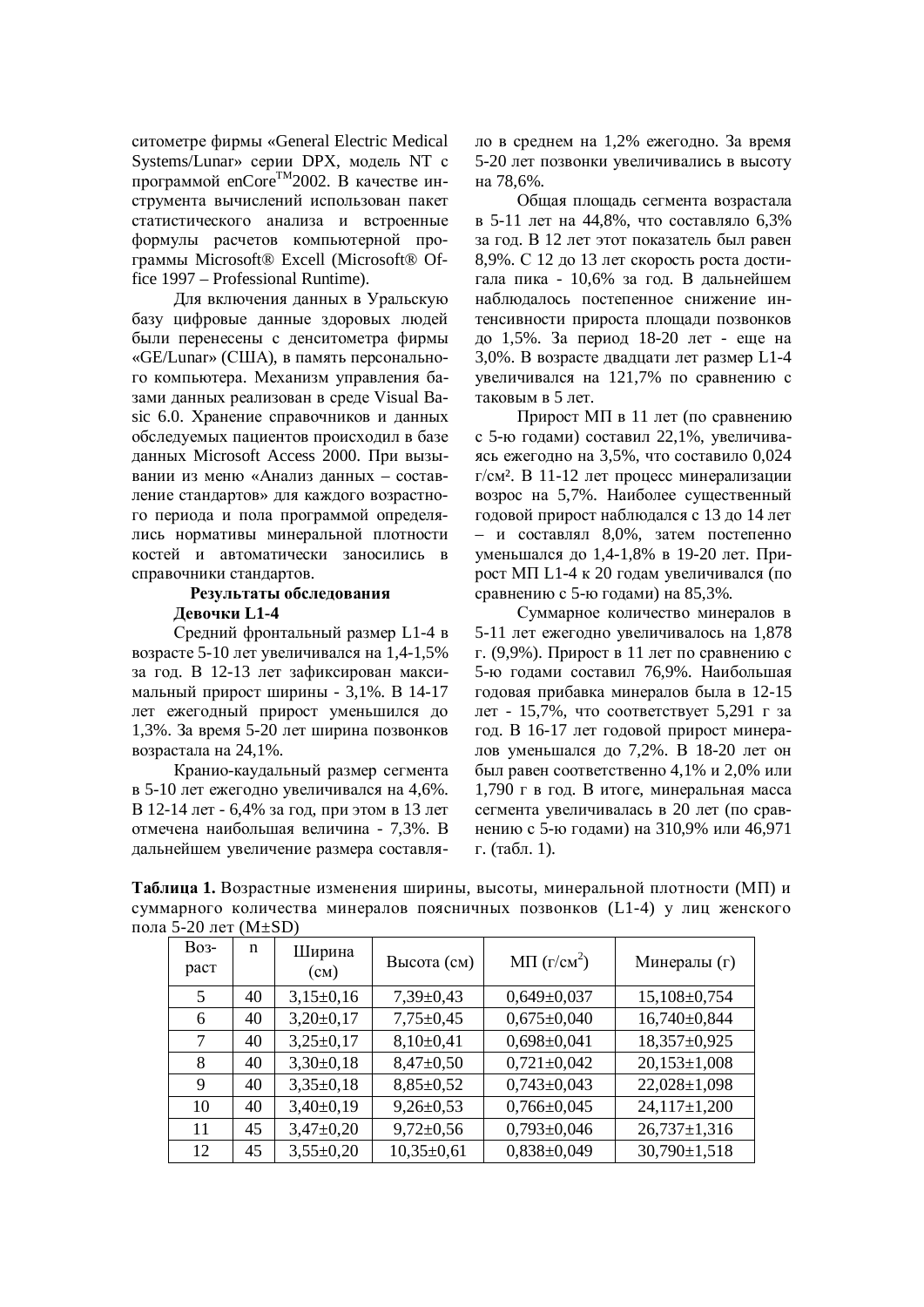ситометре фирмы «General Electric Medical Systems/Lunar» серии DPX, модель NT с программой enCore™2002. В качестве инструмента вычислений использован пакет статистического анализа и встроенные формулы расчетов компьютерной программы Microsoft® Excell (Microsoft® Office 1997 – Professional Runtime).

Для включения данных в Уральскую базу цифровые данные здоровых людей были перенесены с денситометра фирмы «GE/Lunar» (США), в память персонального компьютера. Механизм управления базами данных реализован в среде Visual Basic 6.0. Хранение справочников и данных обследуемых пациентов происходил в базе данных Microsoft Access 2000. При вызывании из меню «Анализ данных – составление стандартов» для каждого возрастного периода и пола программой определялись нормативы минеральной плотности костей и автоматически заносились в справочники стандартов.

**Результаты обследования**

**Девочки L1-4**

Средний фронтальный размер L1-4 в возрасте 5-10 лет увеличивался на 1,4-1,5% за год. В 12-13 лет зафиксирован максимальный прирост ширины - 3,1%. В 14-17 лет ежегодный прирост уменьшился до 1,3%. За время 5-20 лет ширина позвонков возрастала на 24,1%.

Кранио-каудальный размер сегмента в 5-10 лет ежегодно увеличивался на 4,6%. В 12-14 лет - 6,4% за год, при этом в 13 лет отмечена наибольшая величина - 7,3%. В дальнейшем увеличение размера составляло в среднем на 1,2% ежегодно. За время 5-20 лет позвонки увеличивались в высоту на 78,6%.

Общая площадь сегмента возрастала в 5-11 лет на 44,8%, что составляло 6,3% за год. В 12 лет этот показатель был равен 8,9%. С 12 до 13 лет скорость роста достигала пика - 10,6% за год. В дальнейшем наблюдалось постепенное снижение интенсивности прироста площади позвонков до 1,5%. За период 18-20 лет - еще на 3,0%. В возрасте двадцати лет размер L1-4 увеличивался на 121,7% по сравнению с таковым в 5 лет.

Прирост МП в 11 лет (по сравнению с 5-ю годами) составил 22,1%, увеличиваясь ежегодно на 3,5%, что составило 0,024 г/см². В 11-12 лет процесс минерализации возрос на 5,7%. Наиболее существенный годовой прирост наблюдался с 13 до 14 лет – и составлял 8,0%, затем постепенно уменьшался до 1,4-1,8% в 19-20 лет. Прирост МП L1-4 к 20 годам увеличивался (по сравнению с 5-ю годами) на 85,3%.

Суммарное количество минералов в 5-11 лет ежегодно увеличивалось на 1,878 г. (9,9%). Прирост в 11 лет по сравнению с 5-ю годами составил 76,9%. Наибольшая годовая прибавка минералов была в 12-15 лет - 15,7%, что соответствует 5,291 г за год. В 16-17 лет годовой прирост минералов уменьшался до 7,2%. В 18-20 лет он был равен соответственно 4,1% и 2,0% или 1,790 г в год. В итоге, минеральная масса сегмента увеличивалась в 20 лет (по сравнению с 5-ю годами) на 310,9% или 46,971 г. (табл. 1).

**Таблица 1.** Возрастные изменения ширины, высоты, минеральной плотности (МП) и суммарного количества минералов поясничных позвонков (L1-4) у лиц женского пола 5-20 лет (M±SD)

| Возраст | n | Ширина (см) | Высота (см) | МП (г/см$^2$) | Минералы (г) |
|---|---|---|---|---|---|
| 5 | 40 | 3,15±0,16 | 7,39±0,43 | 0,649±0,037 | 15,108±0,754 |
| 6 | 40 | 3,20±0,17 | 7,75±0,45 | 0,675±0,040 | 16,740±0,844 |
| 7 | 40 | 3,25±0,17 | 8,10±0,41 | 0,698±0,041 | 18,357±0,925 |
| 8 | 40 | 3,30±0,18 | 8,47±0,50 | 0,721±0,042 | 20,153±1,008 |
| 9 | 40 | 3,35±0,18 | 8,85±0,52 | 0,743±0,043 | 22,028±1,098 |
| 10 | 40 | 3,40±0,19 | 9,26±0,53 | 0,766±0,045 | 24,117±1,200 |
| 11 | 45 | 3,47±0,20 | 9,72±0,56 | 0,793±0,046 | 26,737±1,316 |
| 12 | 45 | 3,55±0,20 | 10,35±0,61 | 0,838±0,049 | 30,790±1,518 |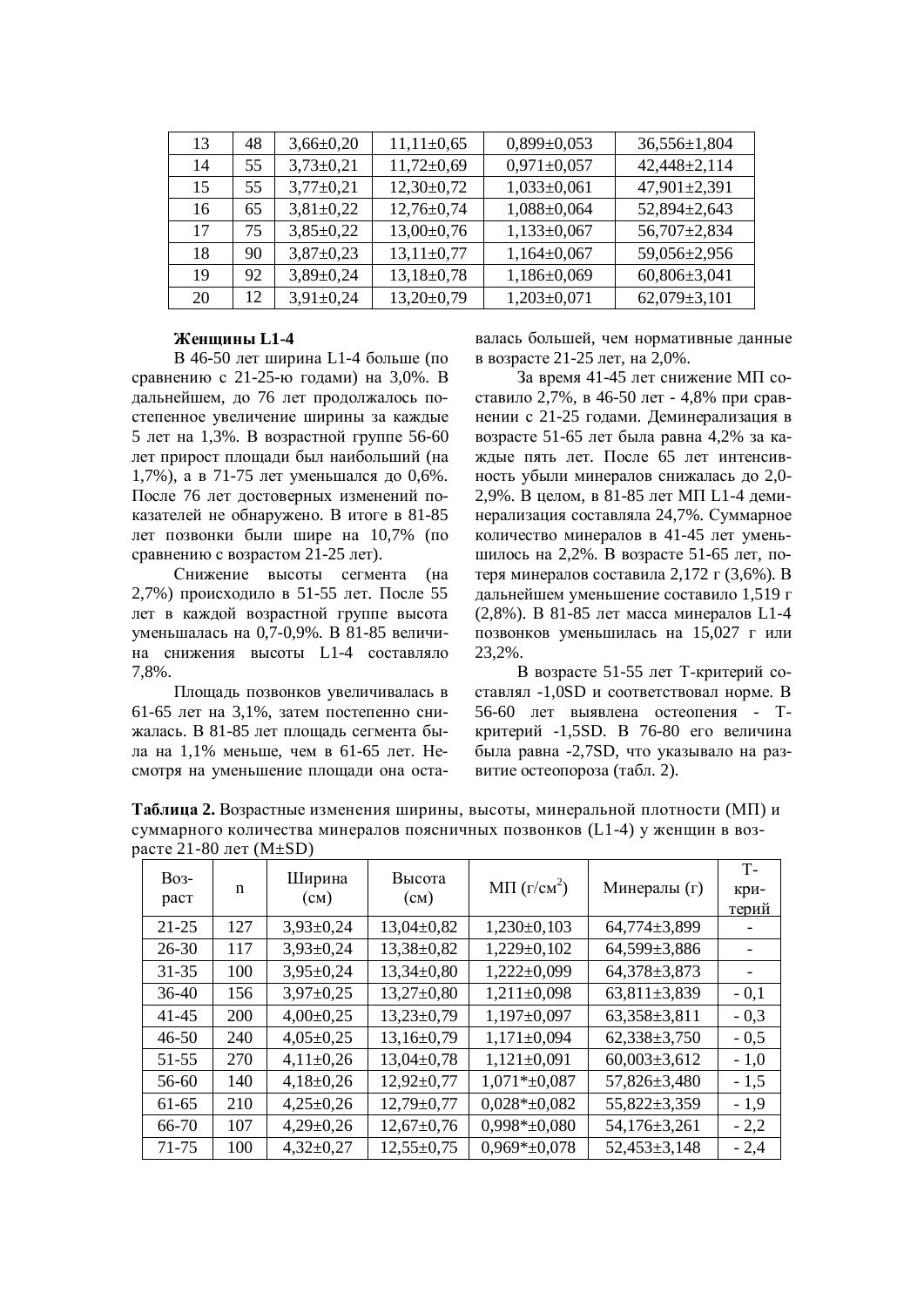| 13 | 48 | 3,66±0,20 | 11,11±0,65 | 0,899±0,053 | 36,556±1,804 |
|---|---|---|---|---|---|
| 14 | 55 | 3,73±0,21 | 11,72±0,69 | 0,971±0,057 | 42,448±2,114 |
| 15 | 55 | 3,77±0,21 | 12,30±0,72 | 1,033±0,061 | 47,901±2,391 |
| 16 | 65 | 3,81±0,22 | 12,76±0,74 | 1,088±0,064 | 52,894±2,643 |
| 17 | 75 | 3,85±0,22 | 13,00±0,76 | 1,133±0,067 | 56,707±2,834 |
| 18 | 90 | 3,87±0,23 | 13,11±0,77 | 1,164±0,067 | 59,056±2,956 |
| 19 | 92 | 3,89±0,24 | 13,18±0,78 | 1,186±0,069 | 60,806±3,041 |
| 20 | 12 | 3,91±0,24 | 13,20±0,79 | 1,203±0,071 | 62,079±3,101 |

**Женщины L1-4**

В 46-50 лет ширина L1-4 больше (по сравнению с 21-25-ю годами) на 3,0%. В дальнейшем, до 76 лет продолжалось постепенное увеличение ширины за каждые 5 лет на 1,3%. В возрастной группе 56-60 лет прирост площади был наибольший (на 1,7%), а в 71-75 лет уменьшался до 0,6%. После 76 лет достоверных изменений показателей не обнаружено. В итоге в 81-85 лет позвонки были шире на 10,7% (по сравнению с возрастом 21-25 лет).

Снижение высоты сегмента (на 2,7%) происходило в 51-55 лет. После 55 лет в каждой возрастной группе высота уменьшалась на 0,7-0,9%. В 81-85 величина снижения высоты L1-4 составляло 7,8%.

Площадь позвонков увеличивалась в 61-65 лет на 3,1%, затем постепенно снижалась. В 81-85 лет площадь сегмента была на 1,1% меньше, чем в 61-65 лет. Несмотря на уменьшение площади она оставалась большей, чем нормативные данные в возрасте 21-25 лет, на 2,0%.

За время 41-45 лет снижение МП составило 2,7%, в 46-50 лет - 4,8% при сравнении с 21-25 годами. Деминерализация в возрасте 51-65 лет была равна 4,2% за каждые пять лет. После 65 лет интенсивность убыли минералов снижалась до 2,0-2,9%. В целом, в 81-85 лет МП L1-4 деминерализация составляла 24,7%. Суммарное количество минералов в 41-45 лет уменьшилось на 2,2%. В возрасте 51-65 лет, потеря минералов составила 2,172 г (3,6%). В дальнейшем уменьшение составило 1,519 г (2,8%). В 81-85 лет масса минералов L1-4 позвонков уменьшилась на 15,027 г или 23,2%.

В возрасте 51-55 лет Т-критерий составлял -1,0SD и соответствовал норме. В 56-60 лет выявлена остеопения - Т-критерий -1,5SD. В 76-80 его величина была равна -2,7SD, что указывало на развитие остеопороза (табл. 2).

**Таблица 2.** Возрастные изменения ширины, высоты, минеральной плотности (МП) и суммарного количества минералов поясничных позвонков (L1-4) у женщин в возрасте 21-80 лет (M±SD)

| Возраст | n | Ширина (см) | Высота (см) | МП (г/см$^2$) | Минералы (г) | Т-критерий |
|---|---|---|---|---|---|---|
| 21-25 | 127 | 3,93±0,24 | 13,04±0,82 | 1,230±0,103 | 64,774±3,899 | - |
| 26-30 | 117 | 3,93±0,24 | 13,38±0,82 | 1,229±0,102 | 64,599±3,886 | - |
| 31-35 | 100 | 3,95±0,24 | 13,34±0,80 | 1,222±0,099 | 64,378±3,873 | - |
| 36-40 | 156 | 3,97±0,25 | 13,27±0,80 | 1,211±0,098 | 63,811±3,839 | - 0,1 |
| 41-45 | 200 | 4,00±0,25 | 13,23±0,79 | 1,197±0,097 | 63,358±3,811 | - 0,3 |
| 46-50 | 240 | 4,05±0,25 | 13,16±0,79 | 1,171±0,094 | 62,338±3,750 | - 0,5 |
| 51-55 | 270 | 4,11±0,26 | 13,04±0,78 | 1,121±0,091 | 60,003±3,612 | - 1,0 |
| 56-60 | 140 | 4,18±0,26 | 12,92±0,77 | 1,071*±0,087 | 57,826±3,480 | - 1,5 |
| 61-65 | 210 | 4,25±0,26 | 12,79±0,77 | 0,028*±0,082 | 55,822±3,359 | - 1,9 |
| 66-70 | 107 | 4,29±0,26 | 12,67±0,76 | 0,998*±0,080 | 54,176±3,261 | - 2,2 |
| 71-75 | 100 | 4,32±0,27 | 12,55±0,75 | 0,969*±0,078 | 52,453±3,148 | - 2,4 |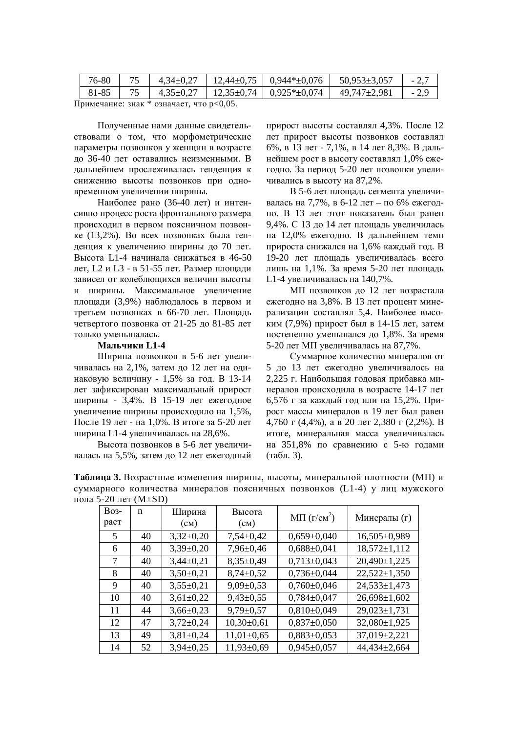| 76-80 | 75 | 4,34±0,27 | 12,44±0,75 | 0,944*±0,076 | 50,953±3,057 | - 2,7 |
|---|---|---|---|---|---|---|
| 81-85 | 75 | 4,35±0,27 | 12,35±0,74 | 0,925*±0,074 | 49,747±2,981 | - 2,9 |

Примечание: знак * означает, что $p<0,05$.

Полученные нами данные свидетельствовали о том, что морфометрические параметры позвонков у женщин в возрасте до 36-40 лет оставались неизменными. В дальнейшем прослеживалась тенденция к снижению высоты позвонков при одновременном увеличении ширины.

Наиболее рано (36-40 лет) и интенсивно процесс роста фронтального размера происходил в первом поясничном позвонке (13,2%). Во всех позвонках была тенденция к увеличению ширины до 70 лет. Высота L1-4 начинала снижаться в 46-50 лет, L2 и L3 - в 51-55 лет. Размер площади зависел от колеблющихся величин высоты и ширины. Максимальное увеличение площади (3,9%) наблюдалось в первом и третьем позвонках в 66-70 лет. Площадь четвертого позвонка от 21-25 до 81-85 лет только уменьшалась.

**Мальчики L1-4**

Ширина позвонков в 5-6 лет увеличивалась на 2,1%, затем до 12 лет на одинаковую величину - 1,5% за год. В 13-14 лет зафиксирован максимальный прирост ширины - 3,4%. В 15-19 лет ежегодное увеличение ширины происходило на 1,5%, После 19 лет - на 1,0%. В итоге за 5-20 лет ширина L1-4 увеличивалась на 28,6%.

Высота позвонков в 5-6 лет увеличивалась на 5,5%, затем до 12 лет ежегодный прирост высоты составлял 4,3%. После 12 лет прирост высоты позвонков составлял 6%, в 13 лет - 7,1%, в 14 лет 8,3%. В дальнейшем рост в высоту составлял 1,0% ежегодно. За период 5-20 лет позвонки увеличивались в высоту на 87,2%.

В 5-6 лет площадь сегмента увеличивалась на 7,7%, в 6-12 лет – по 6% ежегодно. В 13 лет этот показатель был равен 9,4%. С 13 до 14 лет площадь увеличилась на 12,0% ежегодно. В дальнейшем темп прироста снижался на 1,6% каждый год. В 19-20 лет площадь увеличивалась всего лишь на 1,1%. За время 5-20 лет площадь L1-4 увеличивалась на 140,7%.

МП позвонков до 12 лет возрастала ежегодно на 3,8%. В 13 лет процент минерализации составлял 5,4. Наиболее высоким (7,9%) прирост был в 14-15 лет, затем постепенно уменьшался до 1,8%. За время 5-20 лет МП увеличивалась на 87,7%.

Суммарное количество минералов от 5 до 13 лет ежегодно увеличивалось на 2,225 г. Наибольшая годовая прибавка минералов происходила в возрасте 14-17 лет 6,576 г за каждый год или на 15,2%. Прирост массы минералов в 19 лет был равен 4,760 г (4,4%), а в 20 лет 2,380 г (2,2%). В итоге, минеральная масса увеличивалась на 351,8% по сравнению с 5-ю годами (табл. 3).

**Таблица 3.** Возрастные изменения ширины, высоты, минеральной плотности (МП) и суммарного количества минералов поясничных позвонков (L1-4) у лиц мужского пола 5-20 лет (M±SD)

| Возраст | n | Ширина (см) | Высота (см) | МП (г/см$^2$) | Минералы (г) |
|---|---|---|---|---|---|
| 5 | 40 | 3,32±0,20 | 7,54±0,42 | 0,659±0,040 | 16,505±0,989 |
| 6 | 40 | 3,39±0,20 | 7,96±0,46 | 0,688±0,041 | 18,572±1,112 |
| 7 | 40 | 3,44±0,21 | 8,35±0,49 | 0,713±0,043 | 20,490±1,225 |
| 8 | 40 | 3,50±0,21 | 8,74±0,52 | 0,736±0,044 | 22,522±1,350 |
| 9 | 40 | 3,55±0,21 | 9,09±0,53 | 0,760±0,046 | 24,533±1,473 |
| 10 | 40 | 3,61±0,22 | 9,43±0,55 | 0,784±0,047 | 26,698±1,602 |
| 11 | 44 | 3,66±0,23 | 9,79±0,57 | 0,810±0,049 | 29,023±1,731 |
| 12 | 47 | 3,72±0,24 | 10,30±0,61 | 0,837±0,050 | 32,080±1,925 |
| 13 | 49 | 3,81±0,24 | 11,01±0,65 | 0,883±0,053 | 37,019±2,221 |
| 14 | 52 | 3,94±0,25 | 11,93±0,69 | 0,945±0,057 | 44,434±2,664 |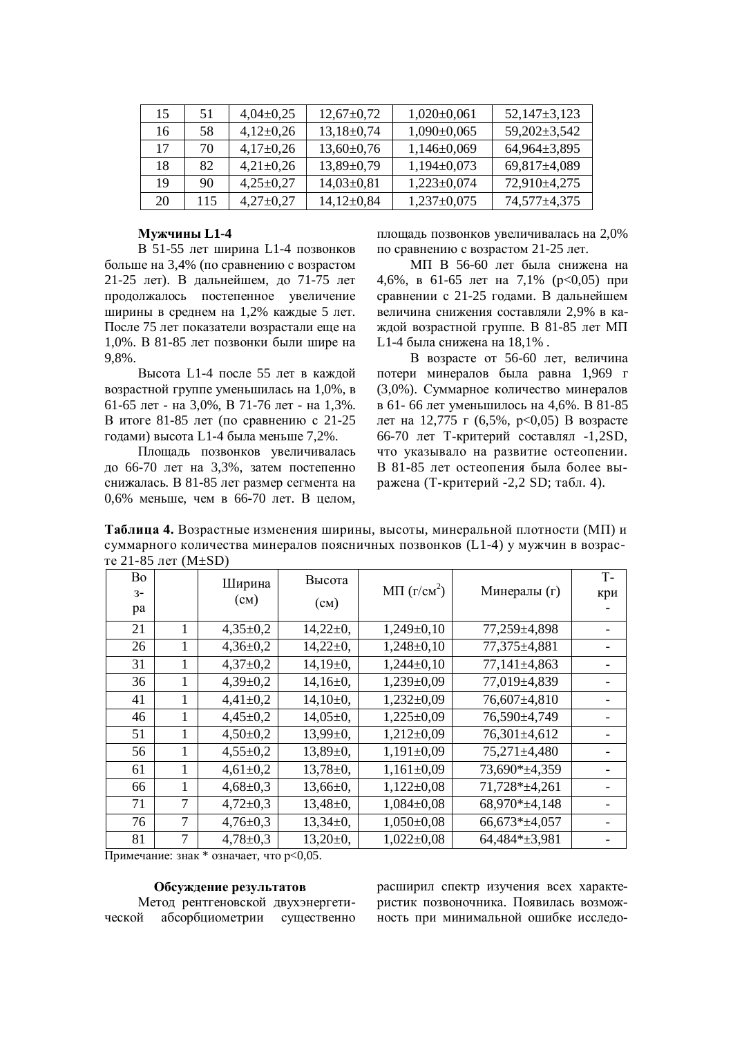| 15 | 51 | 4,04±0,25 | 12,67±0,72 | 1,020±0,061 | 52,147±3,123 |
|---|---|---|---|---|---|
| 16 | 58 | 4,12±0,26 | 13,18±0,74 | 1,090±0,065 | 59,202±3,542 |
| 17 | 70 | 4,17±0,26 | 13,60±0,76 | 1,146±0,069 | 64,964±3,895 |
| 18 | 82 | 4,21±0,26 | 13,89±0,79 | 1,194±0,073 | 69,817±4,089 |
| 19 | 90 | 4,25±0,27 | 14,03±0,81 | 1,223±0,074 | 72,910±4,275 |
| 20 | 115 | 4,27±0,27 | 14,12±0,84 | 1,237±0,075 | 74,577±4,375 |

**Мужчины L1-4**

В 51-55 лет ширина L1-4 позвонков больше на 3,4% (по сравнению с возрастом 21-25 лет). В дальнейшем, до 71-75 лет продолжалось постепенное увеличение ширины в среднем на 1,2% каждые 5 лет. После 75 лет показатели возрастали еще на 1,0%. В 81-85 лет позвонки были шире на 9,8%.

Высота L1-4 после 55 лет в каждой возрастной группе уменьшилась на 1,0%, в 61-65 лет - на 3,0%, В 71-76 лет - на 1,3%. В итоге 81-85 лет (по сравнению с 21-25 годами) высота L1-4 была меньше 7,2%.

Площадь позвонков увеличивалась до 66-70 лет на 3,3%, затем постепенно снижалась. В 81-85 лет размер сегмента на 0,6% меньше, чем в 66-70 лет. В целом, площадь позвонков увеличивалась на 2,0% по сравнению с возрастом 21-25 лет.

МП В 56-60 лет была снижена на 4,6%, в 61-65 лет на 7,1% ($p<0,05$) при сравнении с 21-25 годами. В дальнейшем величина снижения составляли 2,9% в каждой возрастной группе. В 81-85 лет МП L1-4 была снижена на 18,1% .

В возрасте от 56-60 лет, величина потери минералов была равна 1,969 г (3,0%). Суммарное количество минералов в 61- 66 лет уменьшилось на 4,6%. В 81-85 лет на 12,775 г (6,5%, $p<0,05$) В возрасте 66-70 лет Т-критерий составлял -1,2SD, что указывало на развитие остеопении. В 81-85 лет остеопения была более выражена (Т-критерий -2,2 SD; табл. 4).

**Таблица 4.** Возрастные изменения ширины, высоты, минеральной плотности (МП) и суммарного количества минералов поясничных позвонков (L1-4) у мужчин в возрасте 21-85 лет (M±SD)

| Воз-ра | | Ширина (см) | Высота (см) | МП (г/см$^2$) | Минералы (г) | Т-кри- |
|---|---|---|---|---|---|---|
| 21 | 1 | 4,35±0,2 | 14,22±0, | 1,249±0,10 | 77,259±4,898 | - |
| 26 | 1 | 4,36±0,2 | 14,22±0, | 1,248±0,10 | 77,375±4,881 | - |
| 31 | 1 | 4,37±0,2 | 14,19±0, | 1,244±0,10 | 77,141±4,863 | - |
| 36 | 1 | 4,39±0,2 | 14,16±0, | 1,239±0,09 | 77,019±4,839 | - |
| 41 | 1 | 4,41±0,2 | 14,10±0, | 1,232±0,09 | 76,607±4,810 | - |
| 46 | 1 | 4,45±0,2 | 14,05±0, | 1,225±0,09 | 76,590±4,749 | - |
| 51 | 1 | 4,50±0,2 | 13,99±0, | 1,212±0,09 | 76,301±4,612 | - |
| 56 | 1 | 4,55±0,2 | 13,89±0, | 1,191±0,09 | 75,271±4,480 | - |
| 61 | 1 | 4,61±0,2 | 13,78±0, | 1,161±0,09 | 73,690*±4,359 | - |
| 66 | 1 | 4,68±0,3 | 13,66±0, | 1,122±0,08 | 71,728*±4,261 | - |
| 71 | 7 | 4,72±0,3 | 13,48±0, | 1,084±0,08 | 68,970*±4,148 | - |
| 76 | 7 | 4,76±0,3 | 13,34±0, | 1,050±0,08 | 66,673*±4,057 | - |
| 81 | 7 | 4,78±0,3 | 13,20±0, | 1,022±0,08 | 64,484*±3,981 | - |

Примечание: знак * означает, что $p<0,05$.

**Обсуждение результатов**

Метод рентгеновской двухэнергетической абсорбциометрии существенно расширил спектр изучения всех характеристик позвоночника. Появилась возможность при минимальной ошибке исследо-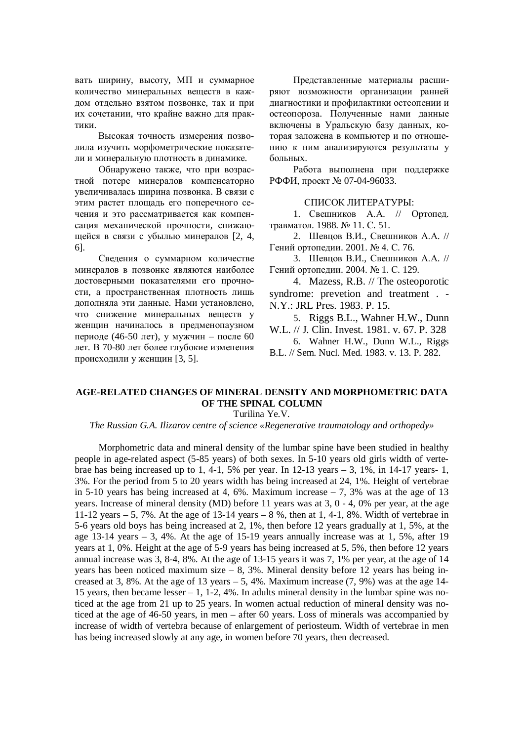вать ширину, высоту, МП и суммарное количество минеральных веществ в каждом отдельно взятом позвонке, так и при их сочетании, что крайне важно для практики.

Высокая точность измерения позволила изучить морфометрические показатели и минеральную плотность в динамике.

Обнаружено также, что при возрастной потере минералов компенсаторно увеличивалась ширина позвонка. В связи с этим растет площадь его поперечного сечения и это рассматривается как компенсация механической прочности, снижающейся в связи с убылью минералов [2, 4, 6].

Сведения о суммарном количестве минералов в позвонке являются наиболее достоверными показателями его прочности, а пространственная плотность лишь дополняла эти данные. Нами установлено, что снижение минеральных веществ у женщин начиналось в предменопаузном периоде (46-50 лет), у мужчин – после 60 лет. В 70-80 лет более глубокие изменения происходили у женщин [3, 5].

Представленные материалы расширяют возможности организации ранней диагностики и профилактики остеопении и остеопороза. Полученные нами данные включены в Уральскую базу данных, которая заложена в компьютер и по отношению к ним анализируются результаты у больных.

Работа выполнена при поддержке РФФИ, проект № 07-04-96033.

СПИСОК ЛИТЕРАТУРЫ:

1. Свешников А.А. // Ортопед. травматол. 1988. № 11. С. 51.
2. Шевцов В.И., Свешников А.А. // Гений ортопедии. 2001. № 4. С. 76.
3. Шевцов В.И., Свешников А.А. // Гений ортопедии. 2004. № 1. С. 129.
4. Mazess, R.B. // The osteoporotic syndrome: prevetion and treatment . - N.Y.: JRL Pres. 1983. P. 15.
5. Riggs B.L., Wahner H.W., Dunn W.L. // J. Clin. Invest. 1981. v. 67. P. 328
6. Wahner H.W., Dunn W.L., Riggs B.L. // Sem. Nucl. Med. 1983. v. 13. P. 282.

## AGE-RELATED CHANGES OF MINERAL DENSITY AND MORPHOMETRIC DATA OF THE SPINAL COLUMN

Turilina Ye.V.

*The Russian G.A. Ilizarov centre of science «Regenerative traumatology and orthopedy»*

Morphometric data and mineral density of the lumbar spine have been studied in healthy people in age-related aspect (5-85 years) of both sexes. In 5-10 years old girls width of vertebrae has being increased up to 1, 4-1, 5% per year. In 12-13 years – 3, 1%, in 14-17 years- 1, 3%. For the period from 5 to 20 years width has being increased at 24, 1%. Height of vertebrae in 5-10 years has being increased at 4, 6%. Maximum increase – 7, 3% was at the age of 13 years. Increase of mineral density (MD) before 11 years was at 3, 0 - 4, 0% per year, at the age 11-12 years – 5, 7%. At the age of 13-14 years – 8 %, then at 1, 4-1, 8%. Width of vertebrae in 5-6 years old boys has being increased at 2, 1%, then before 12 years gradually at 1, 5%, at the age 13-14 years – 3, 4%. At the age of 15-19 years annually increase was at 1, 5%, after 19 years at 1, 0%. Height at the age of 5-9 years has being increased at 5, 5%, then before 12 years annual increase was 3, 8-4, 8%. At the age of 13-15 years it was 7, 1% per year, at the age of 14 years has been noticed maximum size – 8, 3%. Mineral density before 12 years has being increased at 3, 8%. At the age of 13 years – 5, 4%. Maximum increase (7, 9%) was at the age 14-15 years, then became lesser – 1, 1-2, 4%. In adults mineral density in the lumbar spine was noticed at the age from 21 up to 25 years. In women actual reduction of mineral density was noticed at the age of 46-50 years, in men – after 60 years. Loss of minerals was accompanied by increase of width of vertebra because of enlargement of periosteum. Width of vertebrae in men has being increased slowly at any age, in women before 70 years, then decreased.